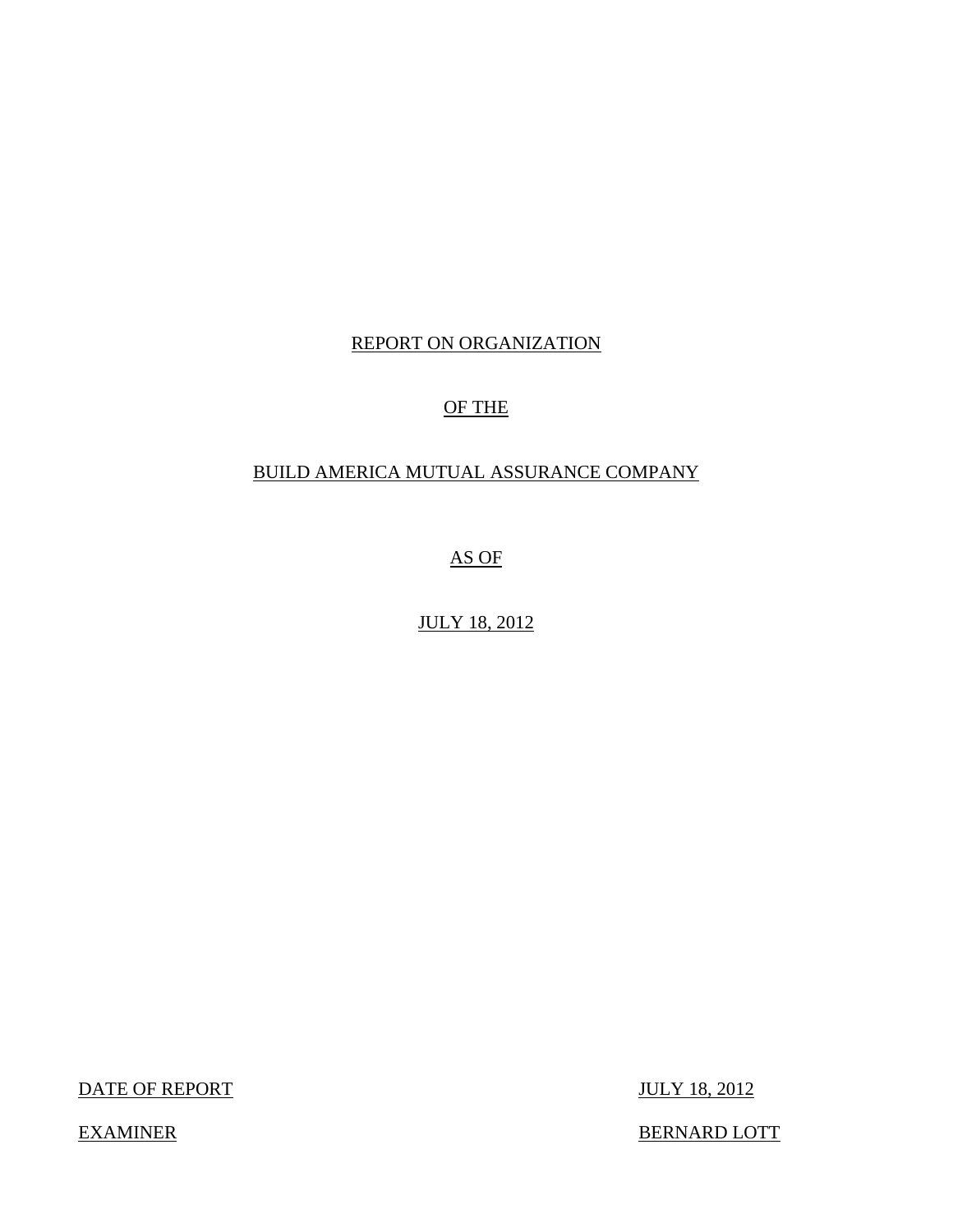# REPORT ON ORGANIZATION

# OF THE

# BUILD AMERICA MUTUAL ASSURANCE COMPANY

# AS OF

# JULY 18, 2012

| | |
|---|---|
| DATE OF REPORT | JULY 18, 2012 |
| EXAMINER | BERNARD LOTT |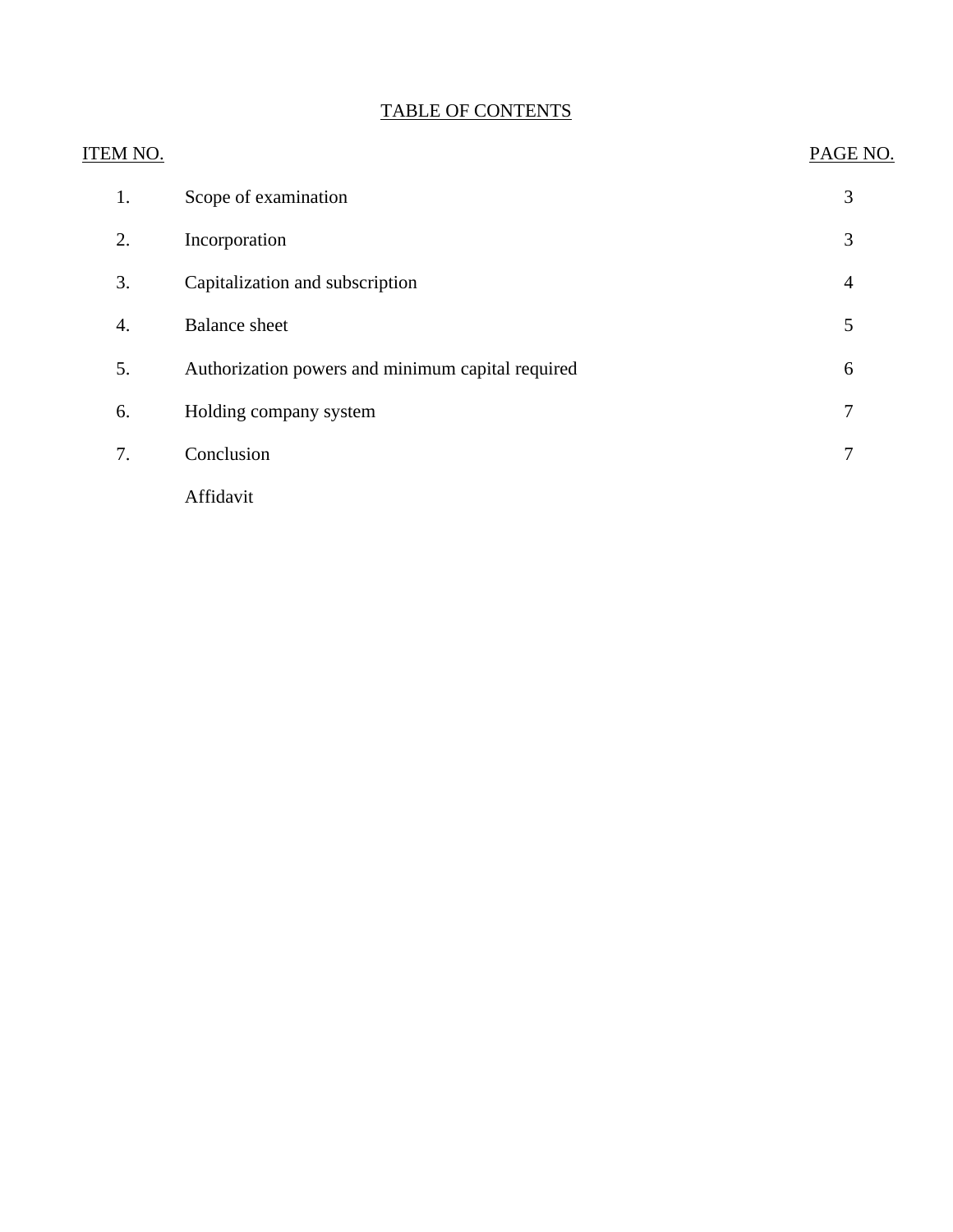# TABLE OF CONTENTS

| ITEM NO. | | PAGE NO. |
|---|---|---|
| 1. | Scope of examination | 3 |
| 2. | Incorporation | 3 |
| 3. | Capitalization and subscription | 4 |
| 4. | Balance sheet | 5 |
| 5. | Authorization powers and minimum capital required | 6 |
| 6. | Holding company system | 7 |
| 7. | Conclusion | 7 |
| | Affidavit | |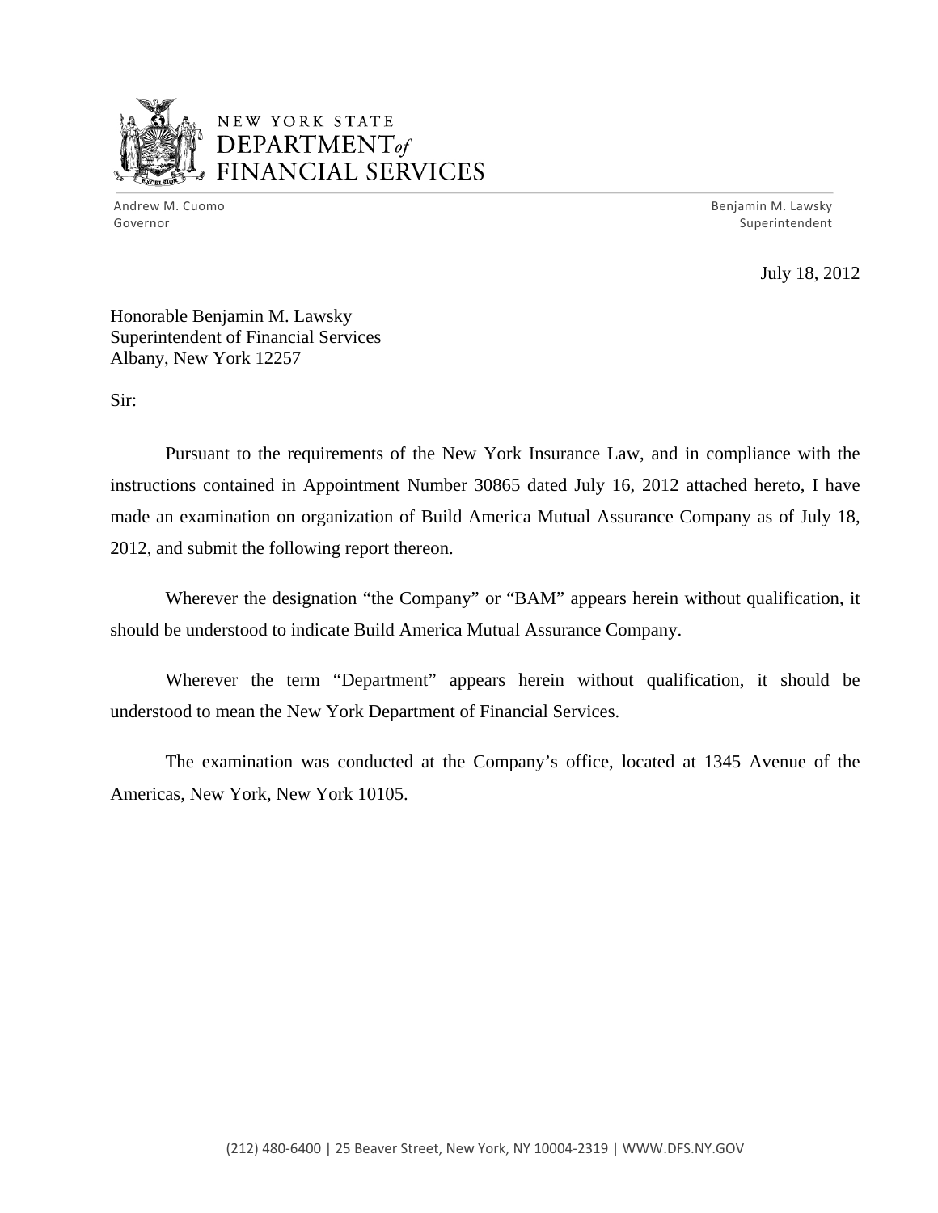NEW YORK STATE
DEPARTMENT *of*
FINANCIAL SERVICES

Andrew M. Cuomo
Governor

Benjamin M. Lawsky
Superintendent

July 18, 2012

Honorable Benjamin M. Lawsky
Superintendent of Financial Services
Albany, New York 12257

Sir:

Pursuant to the requirements of the New York Insurance Law, and in compliance with the instructions contained in Appointment Number 30865 dated July 16, 2012 attached hereto, I have made an examination on organization of Build America Mutual Assurance Company as of July 18, 2012, and submit the following report thereon.

Wherever the designation "the Company" or "BAM" appears herein without qualification, it should be understood to indicate Build America Mutual Assurance Company.

Wherever the term "Department" appears herein without qualification, it should be understood to mean the New York Department of Financial Services.

The examination was conducted at the Company's office, located at 1345 Avenue of the Americas, New York, New York 10105.

(212) 480-6400 | 25 Beaver Street, New York, NY 10004-2319 | WWW.DFS.NY.GOV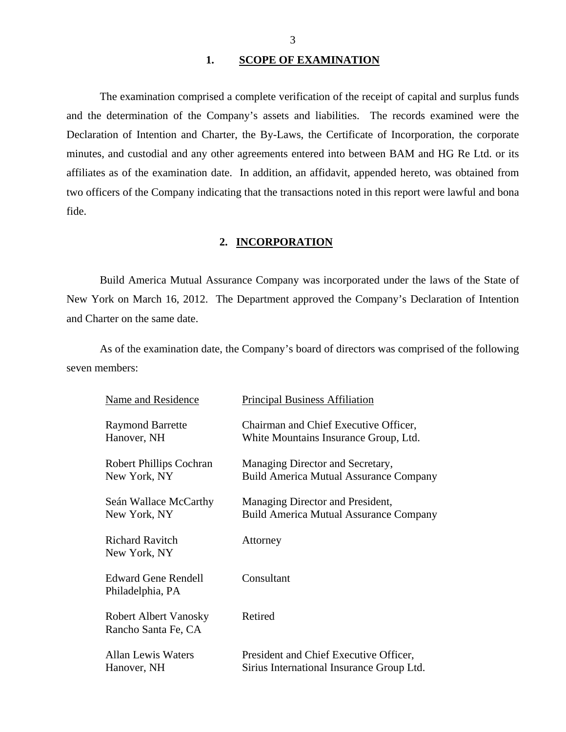## 1. SCOPE OF EXAMINATION

The examination comprised a complete verification of the receipt of capital and surplus funds and the determination of the Company's assets and liabilities. The records examined were the Declaration of Intention and Charter, the By-Laws, the Certificate of Incorporation, the corporate minutes, and custodial and any other agreements entered into between BAM and HG Re Ltd. or its affiliates as of the examination date. In addition, an affidavit, appended hereto, was obtained from two officers of the Company indicating that the transactions noted in this report were lawful and bona fide.

## 2. INCORPORATION

Build America Mutual Assurance Company was incorporated under the laws of the State of New York on March 16, 2012. The Department approved the Company's Declaration of Intention and Charter on the same date.

As of the examination date, the Company's board of directors was comprised of the following seven members:

| Name and Residence | Principal Business Affiliation |
|---|---|
| Raymond Barrette<br>Hanover, NH | Chairman and Chief Executive Officer,<br>White Mountains Insurance Group, Ltd. |
| Robert Phillips Cochran<br>New York, NY | Managing Director and Secretary,<br>Build America Mutual Assurance Company |
| Seán Wallace McCarthy<br>New York, NY | Managing Director and President,<br>Build America Mutual Assurance Company |
| Richard Ravitch<br>New York, NY | Attorney |
| Edward Gene Rendell<br>Philadelphia, PA | Consultant |
| Robert Albert Vanosky<br>Rancho Santa Fe, CA | Retired |
| Allan Lewis Waters<br>Hanover, NH | President and Chief Executive Officer,<br>Sirius International Insurance Group Ltd. |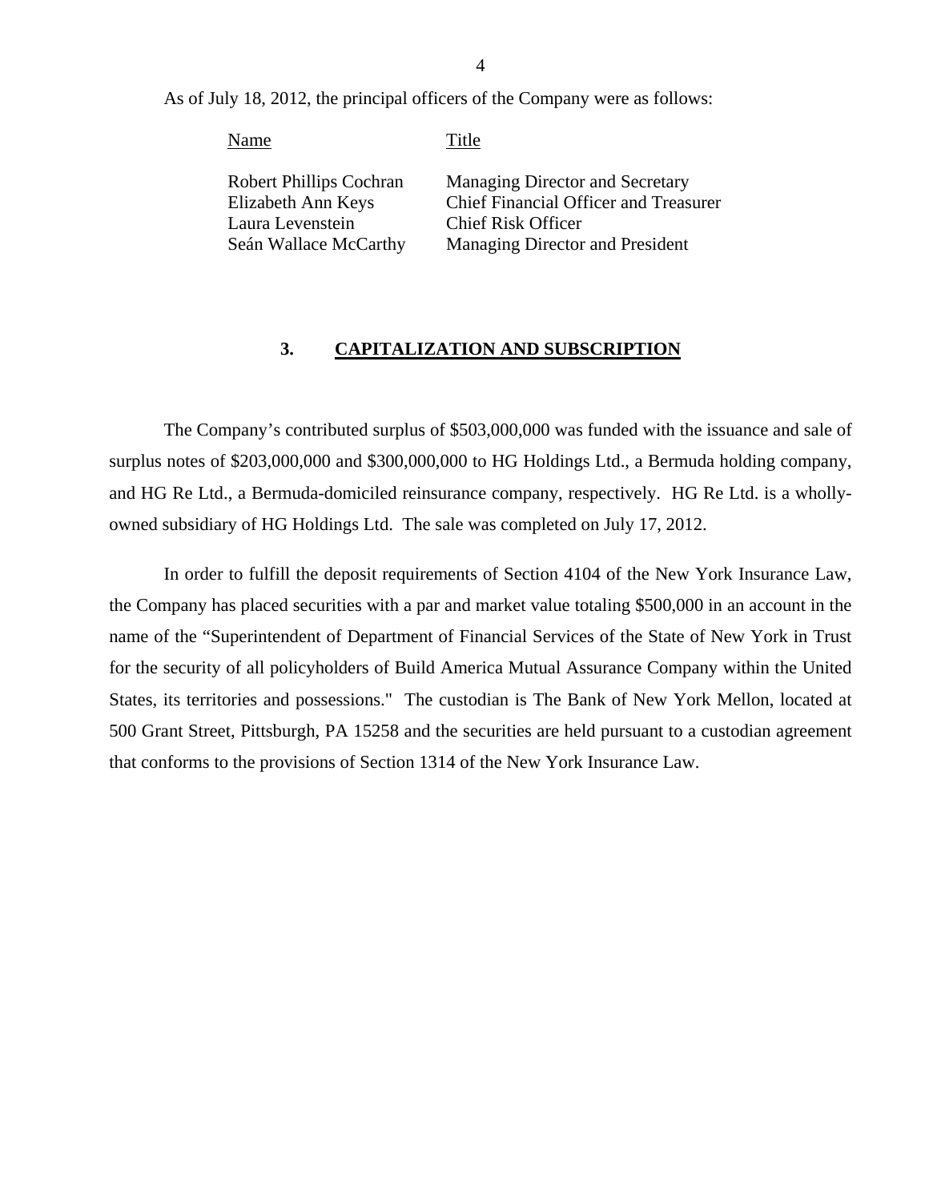As of July 18, 2012, the principal officers of the Company were as follows:

| Name | Title |
|---|---|
| Robert Phillips Cochran | Managing Director and Secretary |
| Elizabeth Ann Keys | Chief Financial Officer and Treasurer |
| Laura Levenstein | Chief Risk Officer |
| Seán Wallace McCarthy | Managing Director and President |

## 3. CAPITALIZATION AND SUBSCRIPTION

The Company's contributed surplus of $503,000,000 was funded with the issuance and sale of surplus notes of $203,000,000 and $300,000,000 to HG Holdings Ltd., a Bermuda holding company, and HG Re Ltd., a Bermuda-domiciled reinsurance company, respectively. HG Re Ltd. is a wholly-owned subsidiary of HG Holdings Ltd. The sale was completed on July 17, 2012.

In order to fulfill the deposit requirements of Section 4104 of the New York Insurance Law, the Company has placed securities with a par and market value totaling $500,000 in an account in the name of the "Superintendent of Department of Financial Services of the State of New York in Trust for the security of all policyholders of Build America Mutual Assurance Company within the United States, its territories and possessions." The custodian is The Bank of New York Mellon, located at 500 Grant Street, Pittsburgh, PA 15258 and the securities are held pursuant to a custodian agreement that conforms to the provisions of Section 1314 of the New York Insurance Law.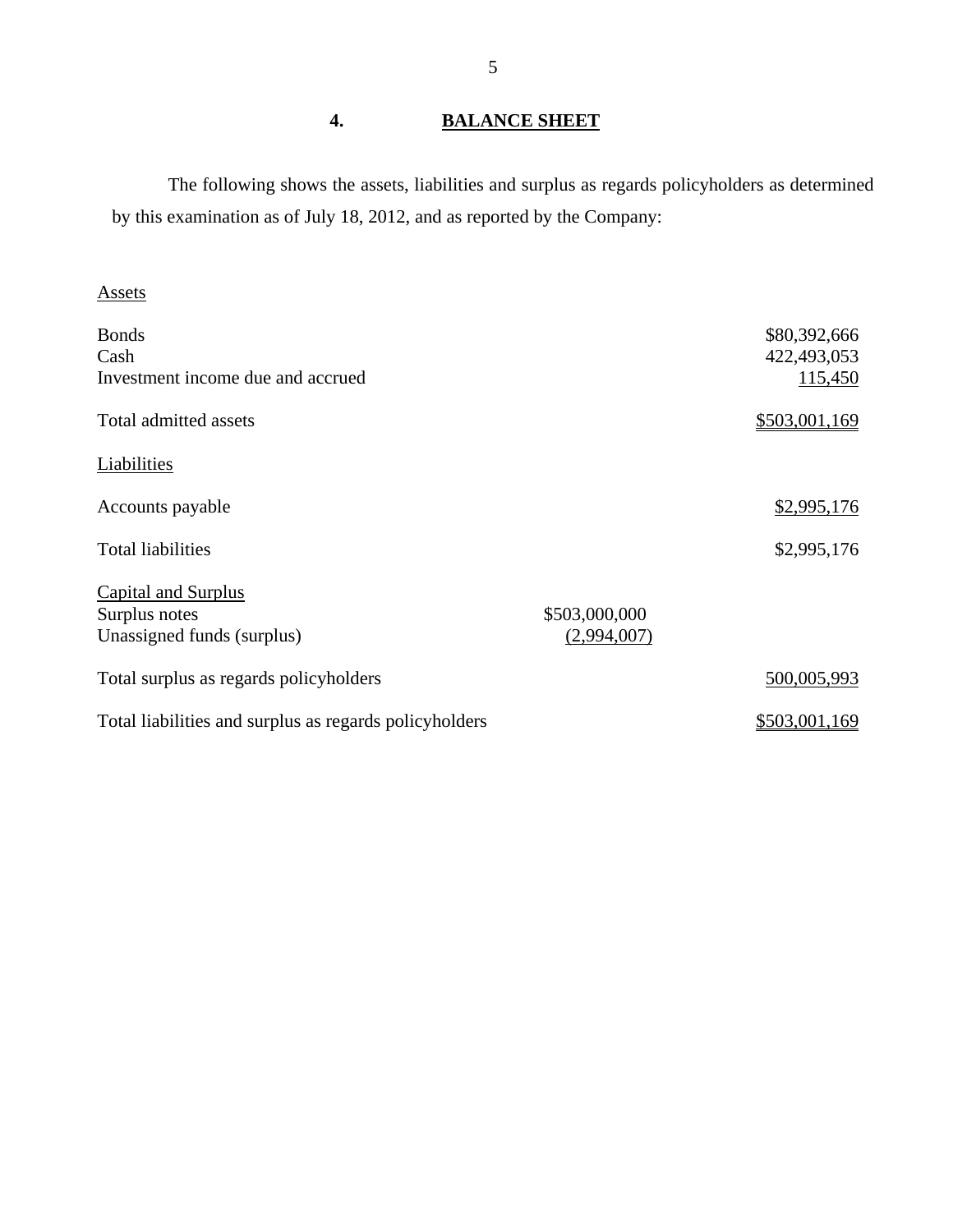## 4. BALANCE SHEET

The following shows the assets, liabilities and surplus as regards policyholders as determined by this examination as of July 18, 2012, and as reported by the Company:

| | | |
|---|---|---|
| Assets | | |
| Bonds | | $80,392,666 |
| Cash | | 422,493,053 |
| Investment income due and accrued | | 115,450 |
| Total admitted assets | | $503,001,169 |
| Liabilities | | |
| Accounts payable | | $2,995,176 |
| Total liabilities | | $2,995,176 |
| Capital and Surplus | | |
| Surplus notes | $503,000,000 | |
| Unassigned funds (surplus) | (2,994,007) | |
| Total surplus as regards policyholders | | 500,005,993 |
| Total liabilities and surplus as regards policyholders | | $503,001,169 |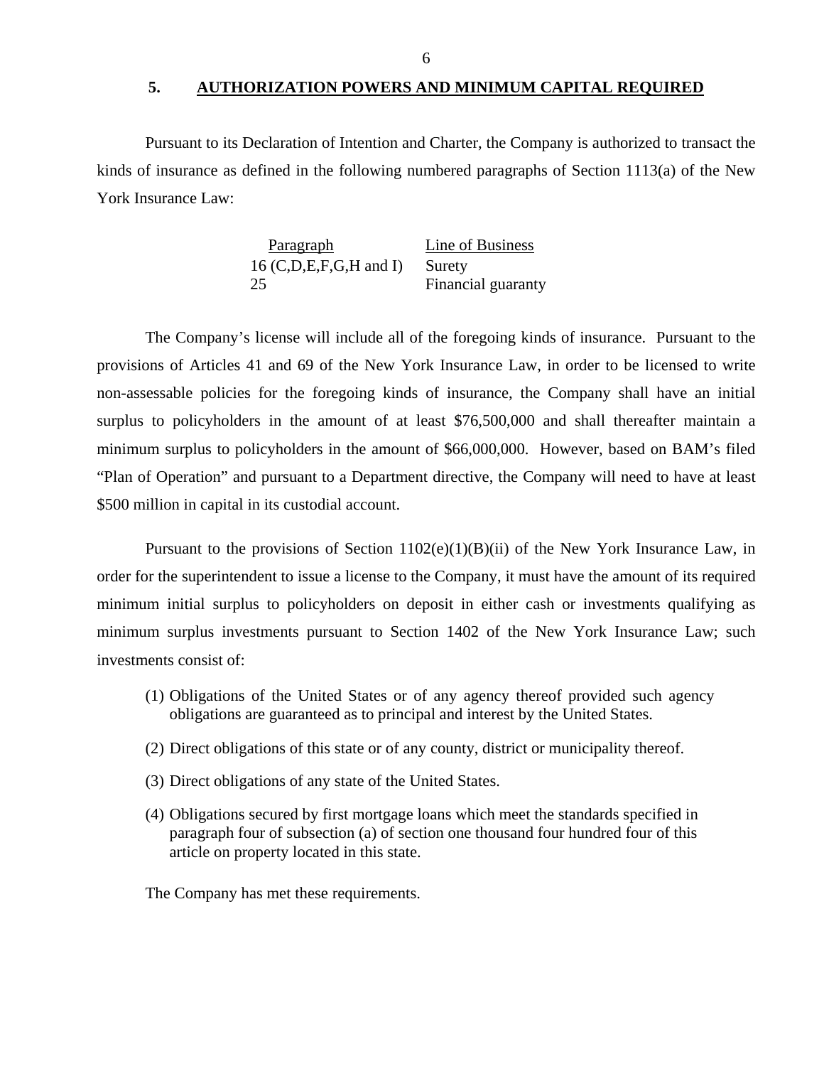## 5. AUTHORIZATION POWERS AND MINIMUM CAPITAL REQUIRED

Pursuant to its Declaration of Intention and Charter, the Company is authorized to transact the kinds of insurance as defined in the following numbered paragraphs of Section 1113(a) of the New York Insurance Law:

| Paragraph | Line of Business |
|---|---|
| 16 (C,D,E,F,G,H and I) | Surety |
| 25 | Financial guaranty |

The Company's license will include all of the foregoing kinds of insurance. Pursuant to the provisions of Articles 41 and 69 of the New York Insurance Law, in order to be licensed to write non-assessable policies for the foregoing kinds of insurance, the Company shall have an initial surplus to policyholders in the amount of at least $76,500,000 and shall thereafter maintain a minimum surplus to policyholders in the amount of $66,000,000. However, based on BAM's filed "Plan of Operation" and pursuant to a Department directive, the Company will need to have at least $500 million in capital in its custodial account.

Pursuant to the provisions of Section 1102(e)(1)(B)(ii) of the New York Insurance Law, in order for the superintendent to issue a license to the Company, it must have the amount of its required minimum initial surplus to policyholders on deposit in either cash or investments qualifying as minimum surplus investments pursuant to Section 1402 of the New York Insurance Law; such investments consist of:

(1) Obligations of the United States or of any agency thereof provided such agency obligations are guaranteed as to principal and interest by the United States.

(2) Direct obligations of this state or of any county, district or municipality thereof.

(3) Direct obligations of any state of the United States.

(4) Obligations secured by first mortgage loans which meet the standards specified in paragraph four of subsection (a) of section one thousand four hundred four of this article on property located in this state.

The Company has met these requirements.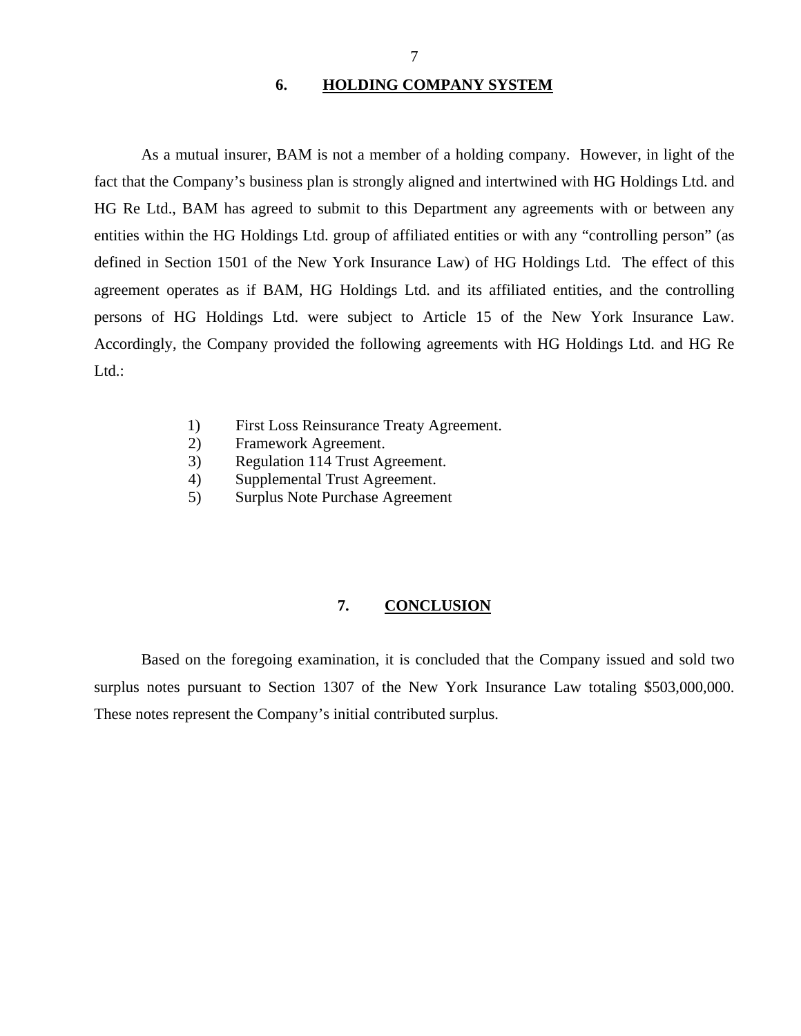## 6. HOLDING COMPANY SYSTEM

As a mutual insurer, BAM is not a member of a holding company. However, in light of the fact that the Company's business plan is strongly aligned and intertwined with HG Holdings Ltd. and HG Re Ltd., BAM has agreed to submit to this Department any agreements with or between any entities within the HG Holdings Ltd. group of affiliated entities or with any "controlling person" (as defined in Section 1501 of the New York Insurance Law) of HG Holdings Ltd. The effect of this agreement operates as if BAM, HG Holdings Ltd. and its affiliated entities, and the controlling persons of HG Holdings Ltd. were subject to Article 15 of the New York Insurance Law. Accordingly, the Company provided the following agreements with HG Holdings Ltd. and HG Re Ltd.:

1) First Loss Reinsurance Treaty Agreement.
2) Framework Agreement.
3) Regulation 114 Trust Agreement.
4) Supplemental Trust Agreement.
5) Surplus Note Purchase Agreement

## 7. CONCLUSION

Based on the foregoing examination, it is concluded that the Company issued and sold two surplus notes pursuant to Section 1307 of the New York Insurance Law totaling $503,000,000. These notes represent the Company's initial contributed surplus.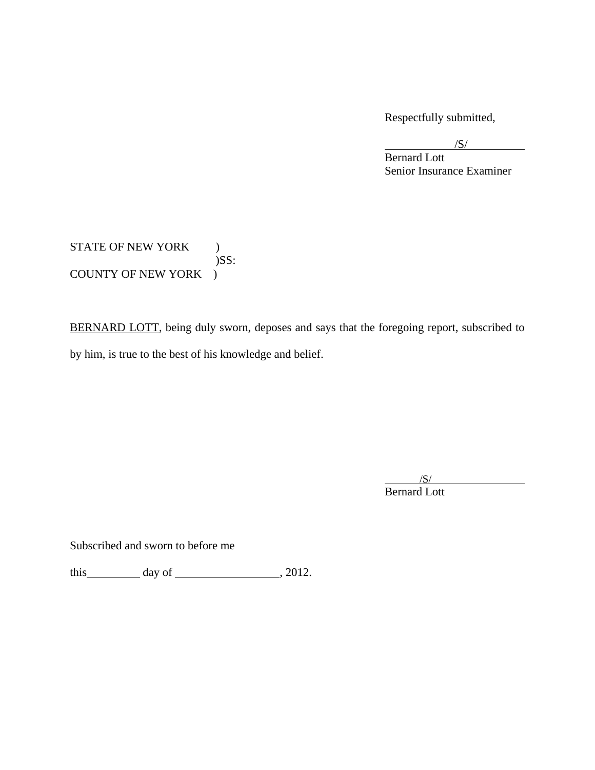Respectfully submitted,

/S/
Bernard Lott
Senior Insurance Examiner

STATE OF NEW YORK )
)SS:
COUNTY OF NEW YORK )

BERNARD LOTT, being duly sworn, deposes and says that the foregoing report, subscribed to by him, is true to the best of his knowledge and belief.

/S/
Bernard Lott

Subscribed and sworn to before me

this \_\_\_\_\_\_\_\_\_ day of \_\_\_\_\_\_\_\_\_\_\_\_\_\_\_\_\_\_, 2012.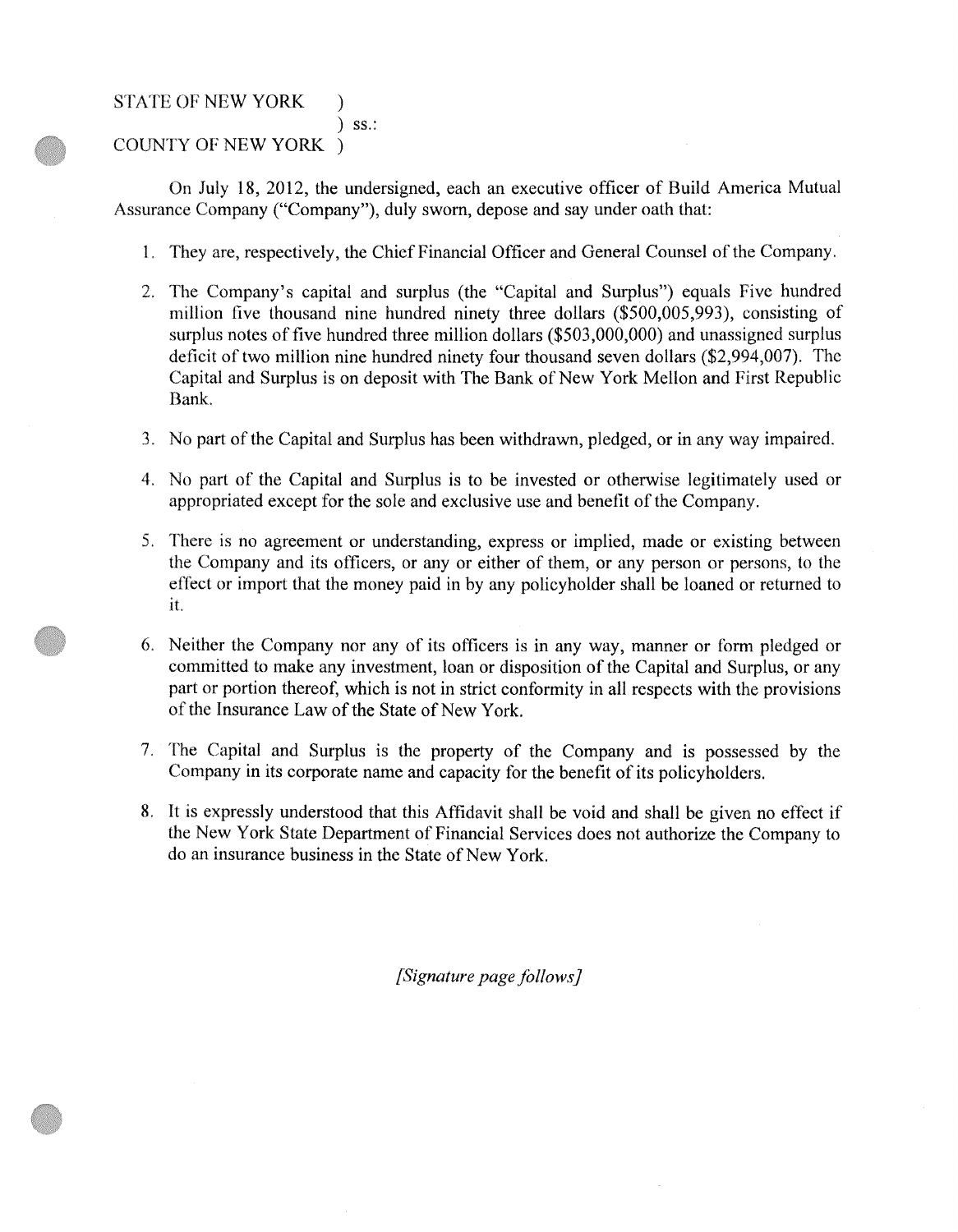STATE OF NEW YORK )
) ss.:
COUNTY OF NEW YORK )

On July 18, 2012, the undersigned, each an executive officer of Build America Mutual Assurance Company ("Company"), duly sworn, depose and say under oath that:

1. They are, respectively, the Chief Financial Officer and General Counsel of the Company.

2. The Company's capital and surplus (the "Capital and Surplus") equals Five hundred million five thousand nine hundred ninety three dollars ($500,005,993), consisting of surplus notes of five hundred three million dollars ($503,000,000) and unassigned surplus deficit of two million nine hundred ninety four thousand seven dollars ($2,994,007). The Capital and Surplus is on deposit with The Bank of New York Mellon and First Republic Bank.

3. No part of the Capital and Surplus has been withdrawn, pledged, or in any way impaired.

4. No part of the Capital and Surplus is to be invested or otherwise legitimately used or appropriated except for the sole and exclusive use and benefit of the Company.

5. There is no agreement or understanding, express or implied, made or existing between the Company and its officers, or any or either of them, or any person or persons, to the effect or import that the money paid in by any policyholder shall be loaned or returned to it.

6. Neither the Company nor any of its officers is in any way, manner or form pledged or committed to make any investment, loan or disposition of the Capital and Surplus, or any part or portion thereof, which is not in strict conformity in all respects with the provisions of the Insurance Law of the State of New York.

7. The Capital and Surplus is the property of the Company and is possessed by the Company in its corporate name and capacity for the benefit of its policyholders.

8. It is expressly understood that this Affidavit shall be void and shall be given no effect if the New York State Department of Financial Services does not authorize the Company to do an insurance business in the State of New York.

*[Signature page follows]*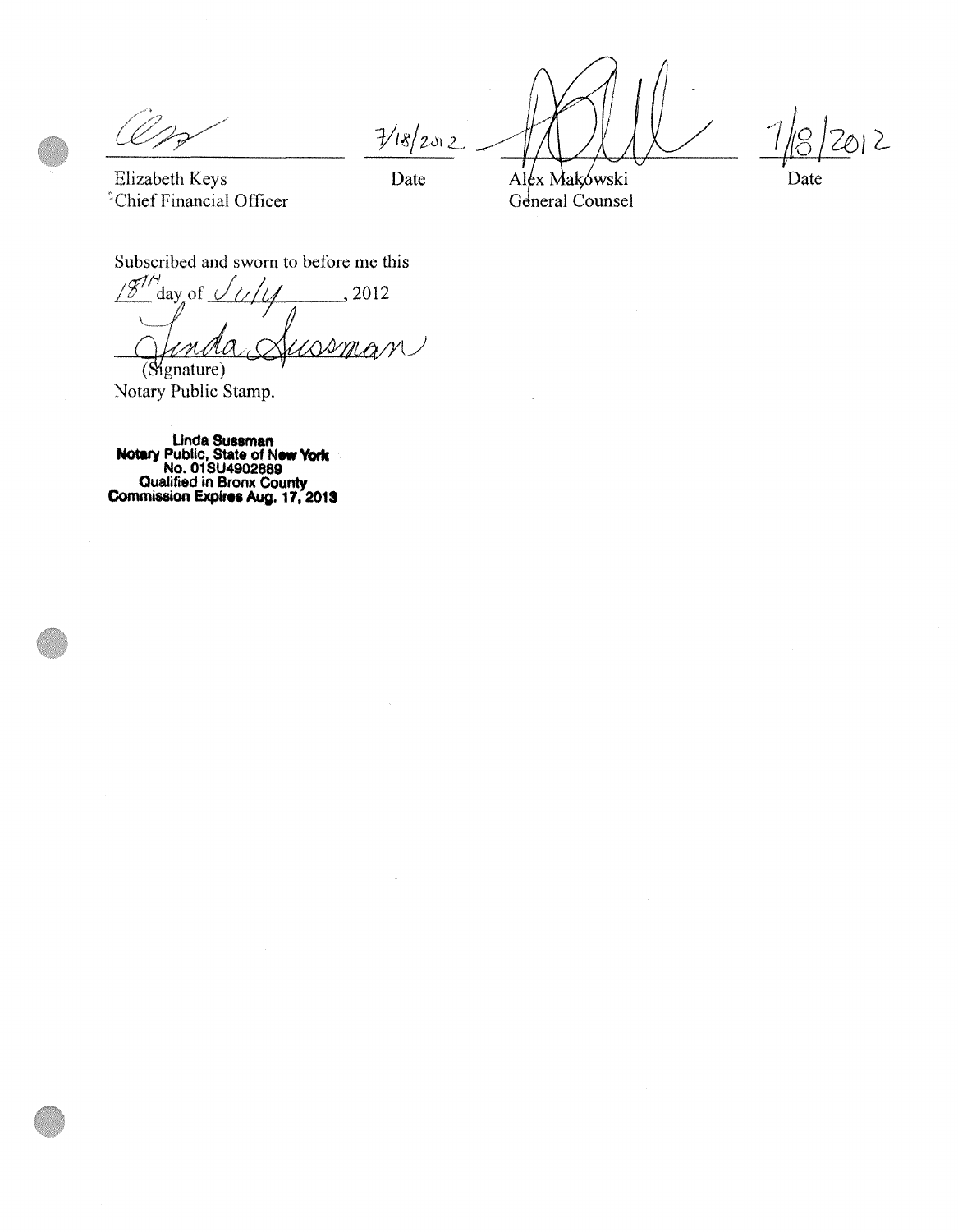| | | | |
|---|---|---|---|
| *[signature]* | 7/18/2012 | *[signature]* | 7/18/2012 |
| Elizabeth Keys<br>Chief Financial Officer | Date | Alex Makowski<br>General Counsel | Date |

Subscribed and sworn to before me this
18TH day of July, 2012

Linda Sussman
(Signature)
Notary Public Stamp.

**Linda Sussman**
**Notary Public, State of New York**
**No. 01SU4902889**
**Qualified in Bronx County**
**Commission Expires Aug. 17, 2013**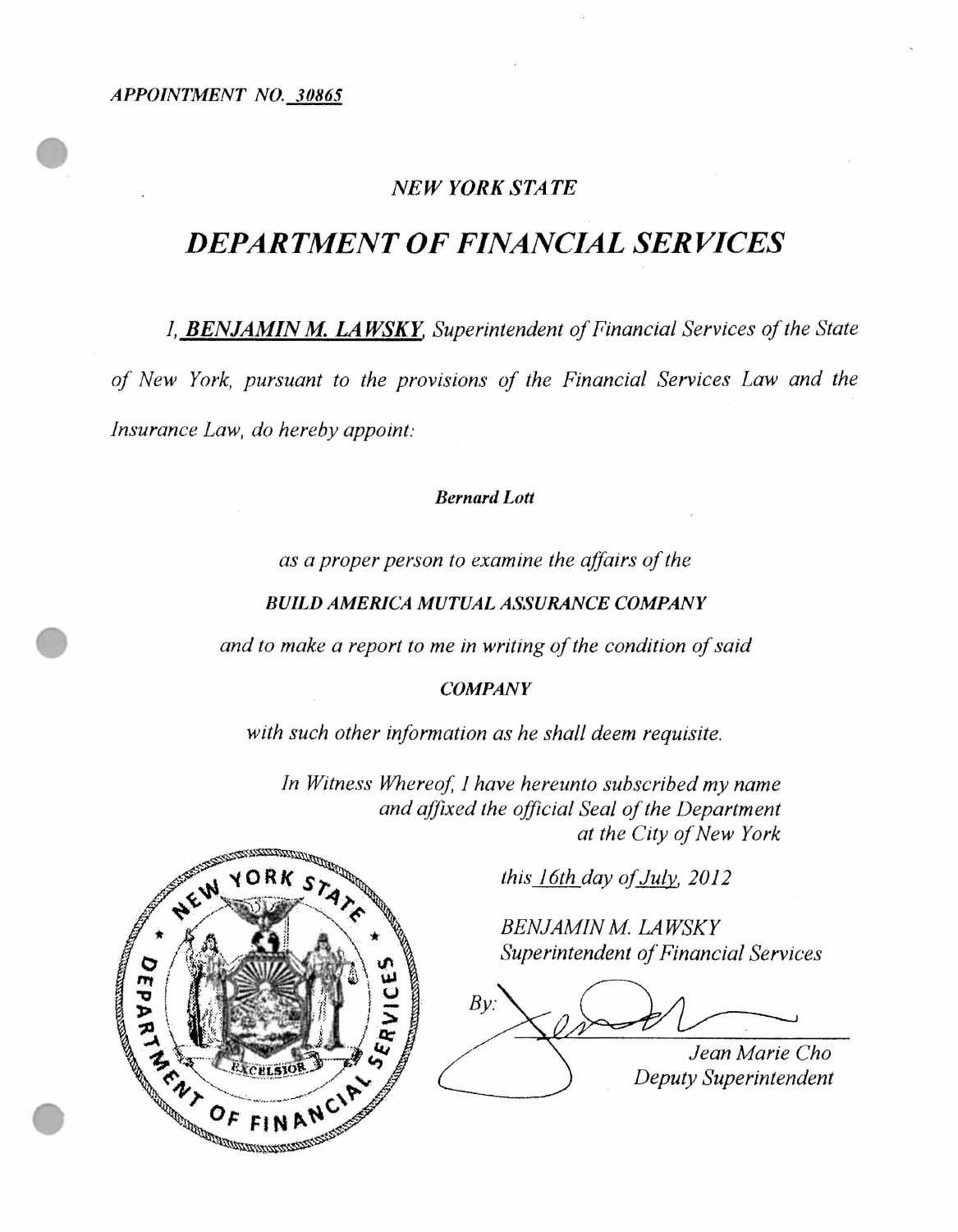*APPOINTMENT NO. 30865*

*NEW YORK STATE*

# *DEPARTMENT OF FINANCIAL SERVICES*

*I, **BENJAMIN M. LAWSKY**, Superintendent of Financial Services of the State of New York, pursuant to the provisions of the Financial Services Law and the Insurance Law, do hereby appoint:*

***Bernard Lott***

*as a proper person to examine the affairs of the*

***BUILD AMERICA MUTUAL ASSURANCE COMPANY***

*and to make a report to me in writing of the condition of said*

***COMPANY***

*with such other information as he shall deem requisite.*

*In Witness Whereof, I have hereunto subscribed my name and affixed the official Seal of the Department at the City of New York*

*this 16th day of July, 2012*

*BENJAMIN M. LAWSKY*
*Superintendent of Financial Services*

*By:*

*Jean Marie Cho*
*Deputy Superintendent*

NEW YORK STATE DEPARTMENT OF FINANCIAL SERVICES

EXCELSIOR